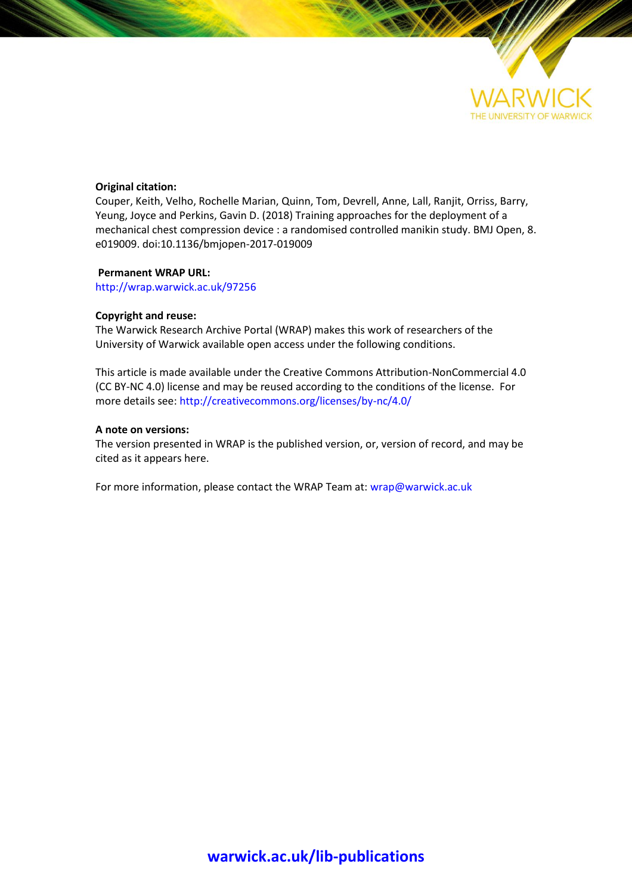**Original citation:**
Couper, Keith, Velho, Rochelle Marian, Quinn, Tom, Devrell, Anne, Lall, Ranjit, Orriss, Barry, Yeung, Joyce and Perkins, Gavin D. (2018) Training approaches for the deployment of a mechanical chest compression device : a randomised controlled manikin study. BMJ Open, 8. e019009. doi:10.1136/bmjopen-2017-019009

**Permanent WRAP URL:**
http://wrap.warwick.ac.uk/97256

**Copyright and reuse:**
The Warwick Research Archive Portal (WRAP) makes this work of researchers of the University of Warwick available open access under the following conditions.

This article is made available under the Creative Commons Attribution-NonCommercial 4.0 (CC BY-NC 4.0) license and may be reused according to the conditions of the license. For more details see: http://creativecommons.org/licenses/by-nc/4.0/

**A note on versions:**
The version presented in WRAP is the published version, or, version of record, and may be cited as it appears here.

For more information, please contact the WRAP Team at: wrap@warwick.ac.uk

**warwick.ac.uk/lib-publications**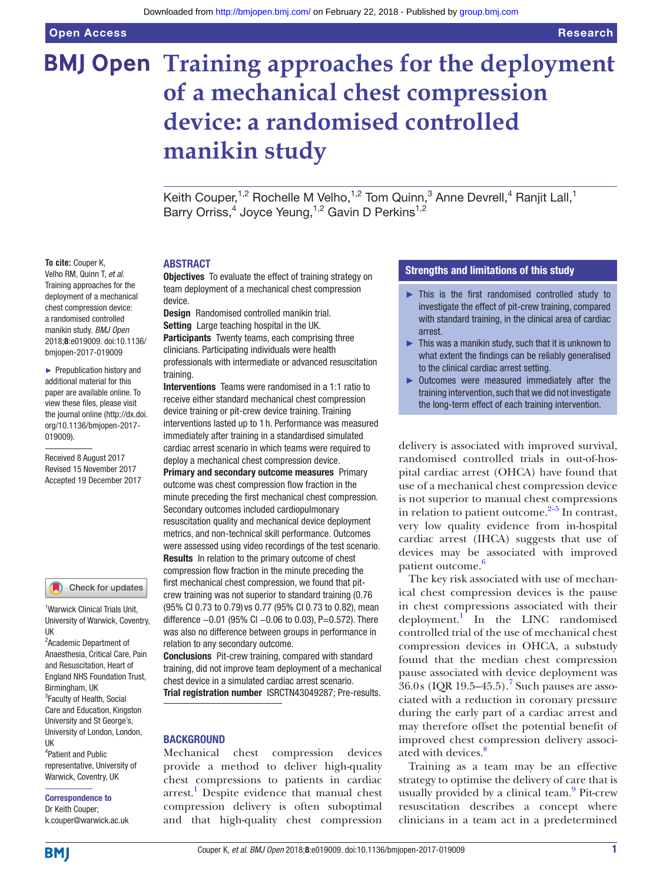# Training approaches for the deployment of a mechanical chest compression device: a randomised controlled manikin study

Keith Couper,[1,2] Rochelle M Velho,[1,2] Tom Quinn,[3] Anne Devrell,[4] Ranjit Lall,[1] Barry Orriss,[4] Joyce Yeung,[1,2] Gavin D Perkins[1,2]

**To cite:** Couper K, Velho RM, Quinn T, *et al*. Training approaches for the deployment of a mechanical chest compression device: a randomised controlled manikin study. *BMJ Open* 2018;**8**:e019009. doi:10.1136/bmjopen-2017-019009

► Prepublication history and additional material for this paper are available online. To view these files, please visit the journal online (http://dx.doi.org/10.1136/bmjopen-2017-019009).

Received 8 August 2017
Revised 15 November 2017
Accepted 19 December 2017

[1]Warwick Clinical Trials Unit, University of Warwick, Coventry, UK
[2]Academic Department of Anaesthesia, Critical Care, Pain and Resuscitation, Heart of England NHS Foundation Trust, Birmingham, UK
[3]Faculty of Health, Social Care and Education, Kingston University and St George's, University of London, London, UK
[4]Patient and Public representative, University of Warwick, Coventry, UK

**Correspondence to**
Dr Keith Couper;
k.couper@warwick.ac.uk

## ABSTRACT

**Objectives** To evaluate the effect of training strategy on team deployment of a mechanical chest compression device.

**Design** Randomised controlled manikin trial.

**Setting** Large teaching hospital in the UK.

**Participants** Twenty teams, each comprising three clinicians. Participating individuals were health professionals with intermediate or advanced resuscitation training.

**Interventions** Teams were randomised in a 1:1 ratio to receive either standard mechanical chest compression device training or pit-crew device training. Training interventions lasted up to 1 h. Performance was measured immediately after training in a standardised simulated cardiac arrest scenario in which teams were required to deploy a mechanical chest compression device.

**Primary and secondary outcome measures** Primary outcome was chest compression flow fraction in the minute preceding the first mechanical chest compression. Secondary outcomes included cardiopulmonary resuscitation quality and mechanical device deployment metrics, and non-technical skill performance. Outcomes were assessed using video recordings of the test scenario.

**Results** In relation to the primary outcome of chest compression flow fraction in the minute preceding the first mechanical chest compression, we found that pit-crew training was not superior to standard training (0.76 (95% CI 0.73 to 0.79) vs 0.77 (95% CI 0.73 to 0.82), mean difference −0.01 (95% CI −0.06 to 0.03), P=0.572). There was also no difference between groups in performance in relation to any secondary outcome.

**Conclusions** Pit-crew training, compared with standard training, did not improve team deployment of a mechanical chest device in a simulated cardiac arrest scenario.

**Trial registration number** ISRCTN43049287; Pre-results.

## Strengths and limitations of this study

- ► This is the first randomised controlled study to investigate the effect of pit-crew training, compared with standard training, in the clinical area of cardiac arrest.
- ► This was a manikin study, such that it is unknown to what extent the findings can be reliably generalised to the clinical cardiac arrest setting.
- ► Outcomes were measured immediately after the training intervention, such that we did not investigate the long-term effect of each training intervention.

## BACKGROUND

Mechanical chest compression devices provide a method to deliver high-quality chest compressions to patients in cardiac arrest.[1] Despite evidence that manual chest compression delivery is often suboptimal and that high-quality chest compression delivery is associated with improved survival, randomised controlled trials in out-of-hospital cardiac arrest (OHCA) have found that use of a mechanical chest compression device is not superior to manual chest compressions in relation to patient outcome.[2–5] In contrast, very low quality evidence from in-hospital cardiac arrest (IHCA) suggests that use of devices may be associated with improved patient outcome.[6]

The key risk associated with use of mechanical chest compression devices is the pause in chest compressions associated with their deployment.[1] In the LINC randomised controlled trial of the use of mechanical chest compression devices in OHCA, a substudy found that the median chest compression pause associated with device deployment was 36.0 s (IQR 19.5–45.5).[7] Such pauses are associated with a reduction in coronary pressure during the early part of a cardiac arrest and may therefore offset the potential benefit of improved chest compression delivery associated with devices.[8]

Training as a team may be an effective strategy to optimise the delivery of care that is usually provided by a clinical team.[9] Pit-crew resuscitation describes a concept where clinicians in a team act in a predetermined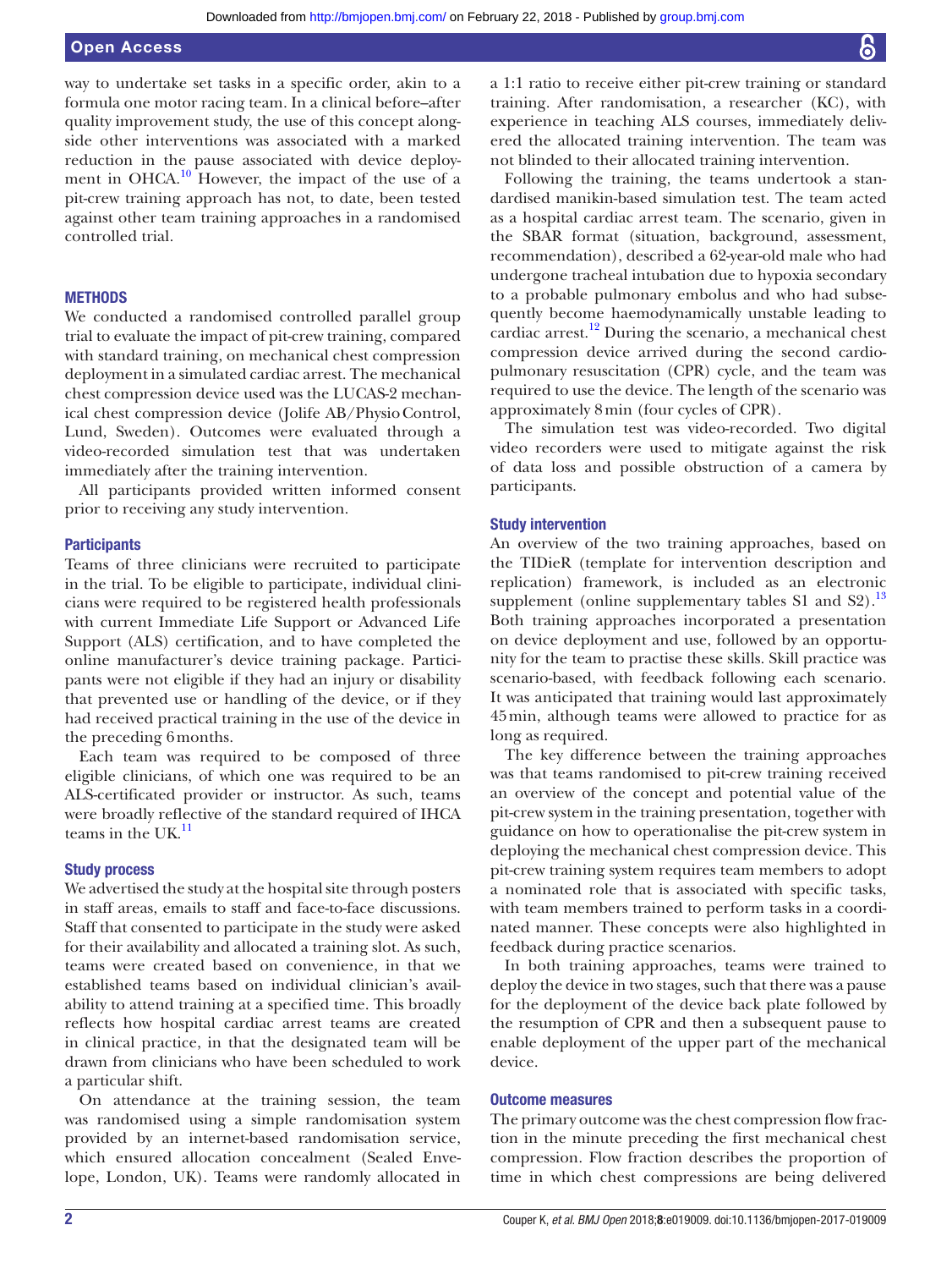way to undertake set tasks in a specific order, akin to a formula one motor racing team. In a clinical before–after quality improvement study, the use of this concept alongside other interventions was associated with a marked reduction in the pause associated with device deployment in OHCA.[10] However, the impact of the use of a pit-crew training approach has not, to date, been tested against other team training approaches in a randomised controlled trial.

## METHODS

We conducted a randomised controlled parallel group trial to evaluate the impact of pit-crew training, compared with standard training, on mechanical chest compression deployment in a simulated cardiac arrest. The mechanical chest compression device used was the LUCAS-2 mechanical chest compression device (Jolife AB/Physio Control, Lund, Sweden). Outcomes were evaluated through a video-recorded simulation test that was undertaken immediately after the training intervention.

All participants provided written informed consent prior to receiving any study intervention.

### Participants

Teams of three clinicians were recruited to participate in the trial. To be eligible to participate, individual clinicians were required to be registered health professionals with current Immediate Life Support or Advanced Life Support (ALS) certification, and to have completed the online manufacturer's device training package. Participants were not eligible if they had an injury or disability that prevented use or handling of the device, or if they had received practical training in the use of the device in the preceding 6 months.

Each team was required to be composed of three eligible clinicians, of which one was required to be an ALS-certificated provider or instructor. As such, teams were broadly reflective of the standard required of IHCA teams in the UK.[11]

### Study process

We advertised the study at the hospital site through posters in staff areas, emails to staff and face-to-face discussions. Staff that consented to participate in the study were asked for their availability and allocated a training slot. As such, teams were created based on convenience, in that we established teams based on individual clinician's availability to attend training at a specified time. This broadly reflects how hospital cardiac arrest teams are created in clinical practice, in that the designated team will be drawn from clinicians who have been scheduled to work a particular shift.

On attendance at the training session, the team was randomised using a simple randomisation system provided by an internet-based randomisation service, which ensured allocation concealment (Sealed Envelope, London, UK). Teams were randomly allocated in a 1:1 ratio to receive either pit-crew training or standard training. After randomisation, a researcher (KC), with experience in teaching ALS courses, immediately delivered the allocated training intervention. The team was not blinded to their allocated training intervention.

Following the training, the teams undertook a standardised manikin-based simulation test. The team acted as a hospital cardiac arrest team. The scenario, given in the SBAR format (situation, background, assessment, recommendation), described a 62-year-old male who had undergone tracheal intubation due to hypoxia secondary to a probable pulmonary embolus and who had subsequently become haemodynamically unstable leading to cardiac arrest.[12] During the scenario, a mechanical chest compression device arrived during the second cardiopulmonary resuscitation (CPR) cycle, and the team was required to use the device. The length of the scenario was approximately 8 min (four cycles of CPR).

The simulation test was video-recorded. Two digital video recorders were used to mitigate against the risk of data loss and possible obstruction of a camera by participants.

### Study intervention

An overview of the two training approaches, based on the TIDieR (template for intervention description and replication) framework, is included as an electronic supplement (online supplementary tables S1 and S2).[13] Both training approaches incorporated a presentation on device deployment and use, followed by an opportunity for the team to practise these skills. Skill practice was scenario-based, with feedback following each scenario. It was anticipated that training would last approximately 45 min, although teams were allowed to practice for as long as required.

The key difference between the training approaches was that teams randomised to pit-crew training received an overview of the concept and potential value of the pit-crew system in the training presentation, together with guidance on how to operationalise the pit-crew system in deploying the mechanical chest compression device. This pit-crew training system requires team members to adopt a nominated role that is associated with specific tasks, with team members trained to perform tasks in a coordinated manner. These concepts were also highlighted in feedback during practice scenarios.

In both training approaches, teams were trained to deploy the device in two stages, such that there was a pause for the deployment of the device back plate followed by the resumption of CPR and then a subsequent pause to enable deployment of the upper part of the mechanical device.

### Outcome measures

The primary outcome was the chest compression flow fraction in the minute preceding the first mechanical chest compression. Flow fraction describes the proportion of time in which chest compressions are being delivered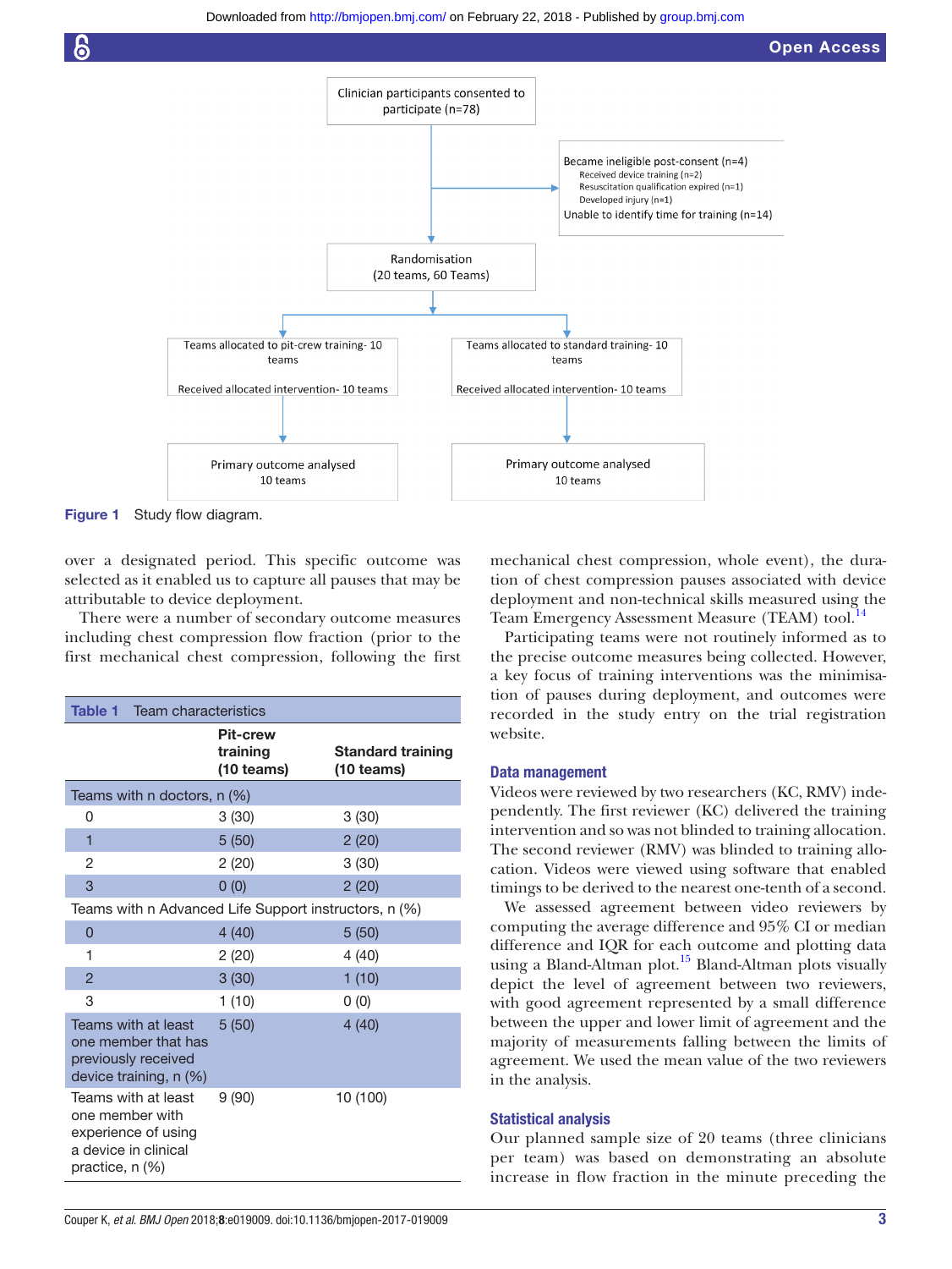Figure 1 Study flow diagram.

over a designated period. This specific outcome was selected as it enabled us to capture all pauses that may be attributable to device deployment.

There were a number of secondary outcome measures including chest compression flow fraction (prior to the first mechanical chest compression, following the first mechanical chest compression, whole event), the duration of chest compression pauses associated with device deployment and non-technical skills measured using the Team Emergency Assessment Measure (TEAM) tool.[14]

Participating teams were not routinely informed as to the precise outcome measures being collected. However, a key focus of training interventions was the minimisation of pauses during deployment, and outcomes were recorded in the study entry on the trial registration website.

**Table 1** Team characteristics

| | Pit-crew training (10 teams) | Standard training (10 teams) |
|---|---|---|
| Teams with n doctors, n (%) | | |
| 0 | 3 (30) | 3 (30) |
| 1 | 5 (50) | 2 (20) |
| 2 | 2 (20) | 3 (30) |
| 3 | 0 (0) | 2 (20) |
| Teams with n Advanced Life Support instructors, n (%) | | |
| 0 | 4 (40) | 5 (50) |
| 1 | 2 (20) | 4 (40) |
| 2 | 3 (30) | 1 (10) |
| 3 | 1 (10) | 0 (0) |
| Teams with at least one member that has previously received device training, n (%) | 5 (50) | 4 (40) |
| Teams with at least one member with experience of using a device in clinical practice, n (%) | 9 (90) | 10 (100) |

## Data management

Videos were reviewed by two researchers (KC, RMV) independently. The first reviewer (KC) delivered the training intervention and so was not blinded to training allocation. The second reviewer (RMV) was blinded to training allocation. Videos were viewed using software that enabled timings to be derived to the nearest one-tenth of a second.

We assessed agreement between video reviewers by computing the average difference and 95% CI or median difference and IQR for each outcome and plotting data using a Bland-Altman plot.[15] Bland-Altman plots visually depict the level of agreement between two reviewers, with good agreement represented by a small difference between the upper and lower limit of agreement and the majority of measurements falling between the limits of agreement. We used the mean value of the two reviewers in the analysis.

## Statistical analysis

Our planned sample size of 20 teams (three clinicians per team) was based on demonstrating an absolute increase in flow fraction in the minute preceding the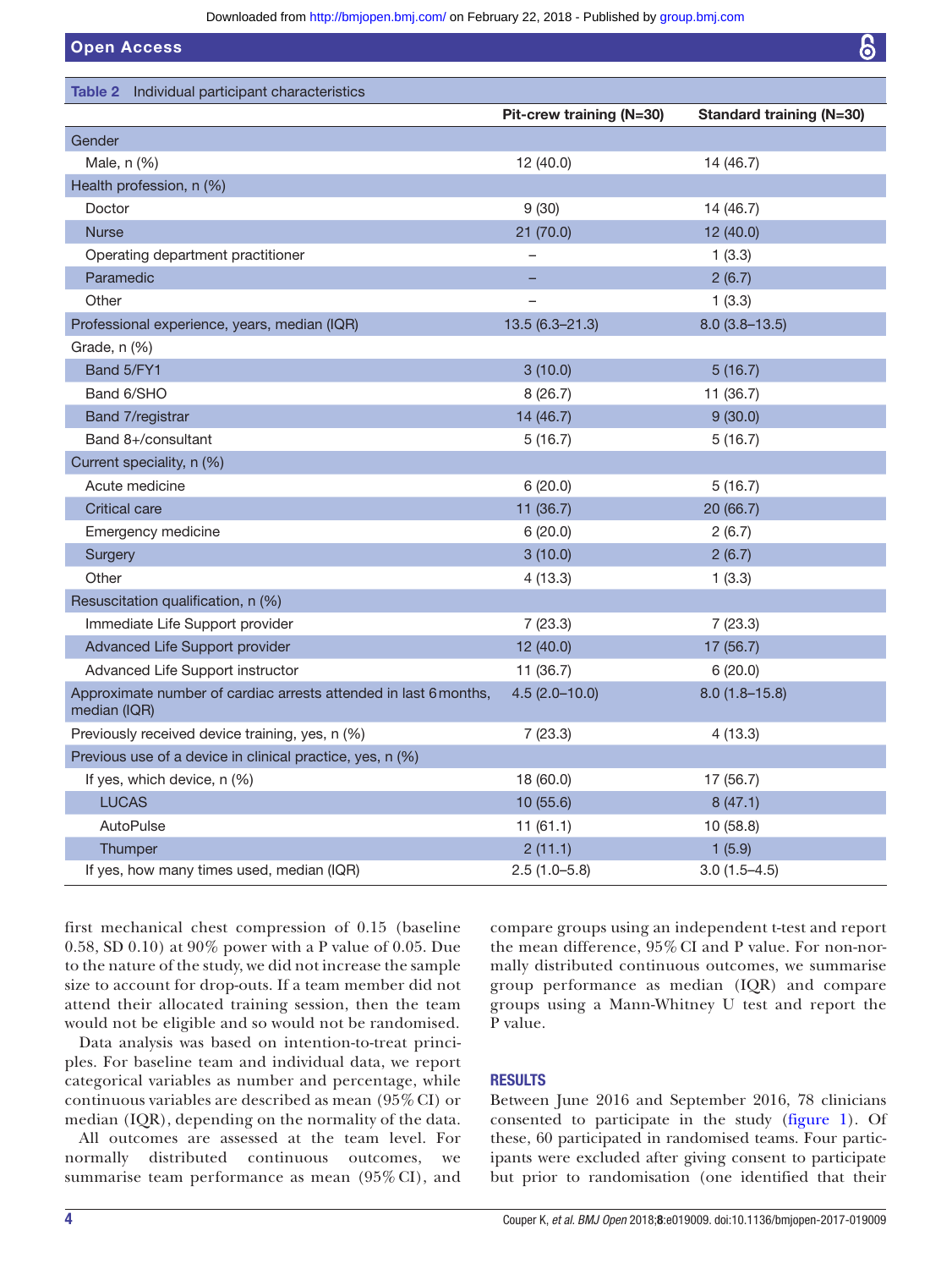**Table 2** Individual participant characteristics

| | Pit-crew training (N=30) | Standard training (N=30) |
|---|---|---|
| Gender | | |
| Male, n (%) | 12 (40.0) | 14 (46.7) |
| Health profession, n (%) | | |
| Doctor | 9 (30) | 14 (46.7) |
| Nurse | 21 (70.0) | 12 (40.0) |
| Operating department practitioner | – | 1 (3.3) |
| Paramedic | – | 2 (6.7) |
| Other | – | 1 (3.3) |
| Professional experience, years, median (IQR) | 13.5 (6.3–21.3) | 8.0 (3.8–13.5) |
| Grade, n (%) | | |
| Band 5/FY1 | 3 (10.0) | 5 (16.7) |
| Band 6/SHO | 8 (26.7) | 11 (36.7) |
| Band 7/registrar | 14 (46.7) | 9 (30.0) |
| Band 8+/consultant | 5 (16.7) | 5 (16.7) |
| Current speciality, n (%) | | |
| Acute medicine | 6 (20.0) | 5 (16.7) |
| Critical care | 11 (36.7) | 20 (66.7) |
| Emergency medicine | 6 (20.0) | 2 (6.7) |
| Surgery | 3 (10.0) | 2 (6.7) |
| Other | 4 (13.3) | 1 (3.3) |
| Resuscitation qualification, n (%) | | |
| Immediate Life Support provider | 7 (23.3) | 7 (23.3) |
| Advanced Life Support provider | 12 (40.0) | 17 (56.7) |
| Advanced Life Support instructor | 11 (36.7) | 6 (20.0) |
| Approximate number of cardiac arrests attended in last 6 months, median (IQR) | 4.5 (2.0–10.0) | 8.0 (1.8–15.8) |
| Previously received device training, yes, n (%) | 7 (23.3) | 4 (13.3) |
| Previous use of a device in clinical practice, yes, n (%) | | |
| If yes, which device, n (%) | 18 (60.0) | 17 (56.7) |
| LUCAS | 10 (55.6) | 8 (47.1) |
| AutoPulse | 11 (61.1) | 10 (58.8) |
| Thumper | 2 (11.1) | 1 (5.9) |
| If yes, how many times used, median (IQR) | 2.5 (1.0–5.8) | 3.0 (1.5–4.5) |

first mechanical chest compression of 0.15 (baseline 0.58, SD 0.10) at 90% power with a P value of 0.05. Due to the nature of the study, we did not increase the sample size to account for drop-outs. If a team member did not attend their allocated training session, then the team would not be eligible and so would not be randomised.

Data analysis was based on intention-to-treat principles. For baseline team and individual data, we report categorical variables as number and percentage, while continuous variables are described as mean (95% CI) or median (IQR), depending on the normality of the data.

All outcomes are assessed at the team level. For normally distributed continuous outcomes, we summarise team performance as mean (95% CI), and compare groups using an independent t-test and report the mean difference, 95% CI and P value. For non-normally distributed continuous outcomes, we summarise group performance as median (IQR) and compare groups using a Mann-Whitney U test and report the P value.

## RESULTS

Between June 2016 and September 2016, 78 clinicians consented to participate in the study (figure 1). Of these, 60 participated in randomised teams. Four participants were excluded after giving consent to participate but prior to randomisation (one identified that their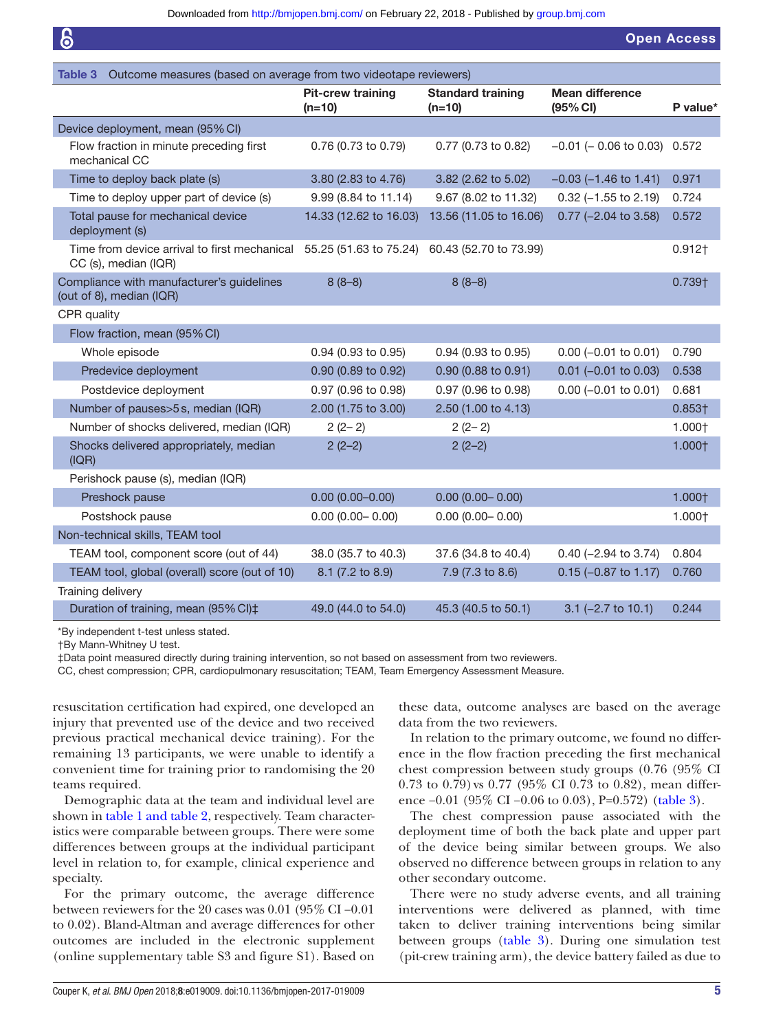**Table 3** Outcome measures (based on average from two videotape reviewers)

| | Pit-crew training (n=10) | Standard training (n=10) | Mean difference (95% CI) | P value* |
|---|---|---|---|---|
| Device deployment, mean (95% CI) | | | | |
| Flow fraction in minute preceding first mechanical CC | 0.76 (0.73 to 0.79) | 0.77 (0.73 to 0.82) | −0.01 (− 0.06 to 0.03) | 0.572 |
| Time to deploy back plate (s) | 3.80 (2.83 to 4.76) | 3.82 (2.62 to 5.02) | −0.03 (−1.46 to 1.41) | 0.971 |
| Time to deploy upper part of device (s) | 9.99 (8.84 to 11.14) | 9.67 (8.02 to 11.32) | 0.32 (−1.55 to 2.19) | 0.724 |
| Total pause for mechanical device deployment (s) | 14.33 (12.62 to 16.03) | 13.56 (11.05 to 16.06) | 0.77 (−2.04 to 3.58) | 0.572 |
| Time from device arrival to first mechanical CC (s), median (IQR) | 55.25 (51.63 to 75.24) | 60.43 (52.70 to 73.99) | | 0.912† |
| Compliance with manufacturer's guidelines (out of 8), median (IQR) | 8 (8–8) | 8 (8–8) | | 0.739† |
| CPR quality | | | | |
| Flow fraction, mean (95% CI) | | | | |
| Whole episode | 0.94 (0.93 to 0.95) | 0.94 (0.93 to 0.95) | 0.00 (−0.01 to 0.01) | 0.790 |
| Predevice deployment | 0.90 (0.89 to 0.92) | 0.90 (0.88 to 0.91) | 0.01 (−0.01 to 0.03) | 0.538 |
| Postdevice deployment | 0.97 (0.96 to 0.98) | 0.97 (0.96 to 0.98) | 0.00 (−0.01 to 0.01) | 0.681 |
| Number of pauses>5 s, median (IQR) | 2.00 (1.75 to 3.00) | 2.50 (1.00 to 4.13) | | 0.853† |
| Number of shocks delivered, median (IQR) | 2 (2– 2) | 2 (2– 2) | | 1.000† |
| Shocks delivered appropriately, median (IQR) | 2 (2–2) | 2 (2–2) | | 1.000† |
| Perishock pause (s), median (IQR) | | | | |
| Preshock pause | 0.00 (0.00–0.00) | 0.00 (0.00– 0.00) | | 1.000† |
| Postshock pause | 0.00 (0.00– 0.00) | 0.00 (0.00– 0.00) | | 1.000† |
| Non-technical skills, TEAM tool | | | | |
| TEAM tool, component score (out of 44) | 38.0 (35.7 to 40.3) | 37.6 (34.8 to 40.4) | 0.40 (−2.94 to 3.74) | 0.804 |
| TEAM tool, global (overall) score (out of 10) | 8.1 (7.2 to 8.9) | 7.9 (7.3 to 8.6) | 0.15 (−0.87 to 1.17) | 0.760 |
| Training delivery | | | | |
| Duration of training, mean (95% CI)‡ | 49.0 (44.0 to 54.0) | 45.3 (40.5 to 50.1) | 3.1 (−2.7 to 10.1) | 0.244 |

*By independent t-test unless stated.
†By Mann-Whitney U test.
‡Data point measured directly during training intervention, so not based on assessment from two reviewers.
CC, chest compression; CPR, cardiopulmonary resuscitation; TEAM, Team Emergency Assessment Measure.

resuscitation certification had expired, one developed an injury that prevented use of the device and two received previous practical mechanical device training). For the remaining 13 participants, we were unable to identify a convenient time for training prior to randomising the 20 teams required.

Demographic data at the team and individual level are shown in table 1 and table 2, respectively. Team characteristics were comparable between groups. There were some differences between groups at the individual participant level in relation to, for example, clinical experience and specialty.

For the primary outcome, the average difference between reviewers for the 20 cases was 0.01 (95% CI −0.01 to 0.02). Bland-Altman and average differences for other outcomes are included in the electronic supplement (online supplementary table S3 and figure S1). Based on these data, outcome analyses are based on the average data from the two reviewers.

In relation to the primary outcome, we found no difference in the flow fraction preceding the first mechanical chest compression between study groups (0.76 (95% CI 0.73 to 0.79) vs 0.77 (95% CI 0.73 to 0.82), mean difference −0.01 (95% CI −0.06 to 0.03), P=0.572) (table 3).

The chest compression pause associated with the deployment time of both the back plate and upper part of the device being similar between groups. We also observed no difference between groups in relation to any other secondary outcome.

There were no study adverse events, and all training interventions were delivered as planned, with time taken to deliver training interventions being similar between groups (table 3). During one simulation test (pit-crew training arm), the device battery failed as due to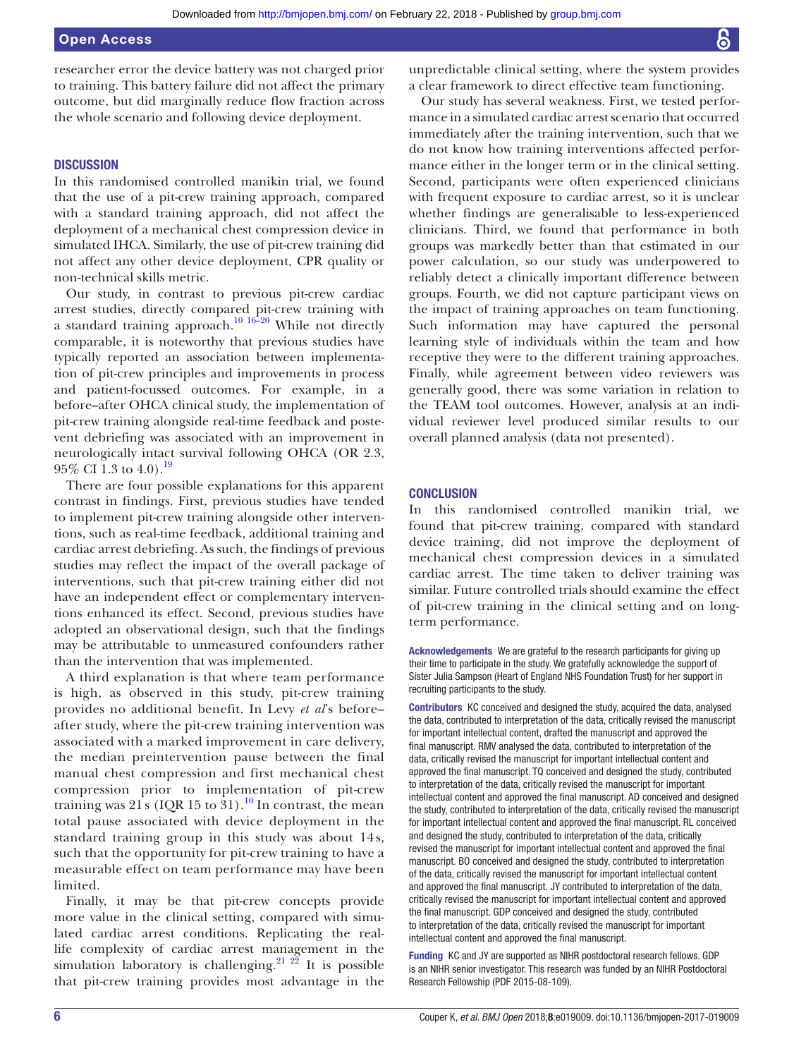researcher error the device battery was not charged prior to training. This battery failure did not affect the primary outcome, but did marginally reduce flow fraction across the whole scenario and following device deployment.

## DISCUSSION

In this randomised controlled manikin trial, we found that the use of a pit-crew training approach, compared with a standard training approach, did not affect the deployment of a mechanical chest compression device in simulated IHCA. Similarly, the use of pit-crew training did not affect any other device deployment, CPR quality or non-technical skills metric.

Our study, in contrast to previous pit-crew cardiac arrest studies, directly compared pit-crew training with a standard training approach.[10 16–20] While not directly comparable, it is noteworthy that previous studies have typically reported an association between implementation of pit-crew principles and improvements in process and patient-focussed outcomes. For example, in a before–after OHCA clinical study, the implementation of pit-crew training alongside real-time feedback and postevent debriefing was associated with an improvement in neurologically intact survival following OHCA (OR 2.3, 95% CI 1.3 to 4.0).[19]

There are four possible explanations for this apparent contrast in findings. First, previous studies have tended to implement pit-crew training alongside other interventions, such as real-time feedback, additional training and cardiac arrest debriefing. As such, the findings of previous studies may reflect the impact of the overall package of interventions, such that pit-crew training either did not have an independent effect or complementary interventions enhanced its effect. Second, previous studies have adopted an observational design, such that the findings may be attributable to unmeasured confounders rather than the intervention that was implemented.

A third explanation is that where team performance is high, as observed in this study, pit-crew training provides no additional benefit. In Levy *et al*'s before–after study, where the pit-crew training intervention was associated with a marked improvement in care delivery, the median preintervention pause between the final manual chest compression and first mechanical chest compression prior to implementation of pit-crew training was 21 s (IQR 15 to 31).[10] In contrast, the mean total pause associated with device deployment in the standard training group in this study was about 14 s, such that the opportunity for pit-crew training to have a measurable effect on team performance may have been limited.

Finally, it may be that pit-crew concepts provide more value in the clinical setting, compared with simulated cardiac arrest conditions. Replicating the real-life complexity of cardiac arrest management in the simulation laboratory is challenging.[21 22] It is possible that pit-crew training provides most advantage in the unpredictable clinical setting, where the system provides a clear framework to direct effective team functioning.

Our study has several weakness. First, we tested performance in a simulated cardiac arrest scenario that occurred immediately after the training intervention, such that we do not know how training interventions affected performance either in the longer term or in the clinical setting. Second, participants were often experienced clinicians with frequent exposure to cardiac arrest, so it is unclear whether findings are generalisable to less-experienced clinicians. Third, we found that performance in both groups was markedly better than that estimated in our power calculation, so our study was underpowered to reliably detect a clinically important difference between groups. Fourth, we did not capture participant views on the impact of training approaches on team functioning. Such information may have captured the personal learning style of individuals within the team and how receptive they were to the different training approaches. Finally, while agreement between video reviewers was generally good, there was some variation in relation to the TEAM tool outcomes. However, analysis at an individual reviewer level produced similar results to our overall planned analysis (data not presented).

## CONCLUSION

In this randomised controlled manikin trial, we found that pit-crew training, compared with standard device training, did not improve the deployment of mechanical chest compression devices in a simulated cardiac arrest. The time taken to deliver training was similar. Future controlled trials should examine the effect of pit-crew training in the clinical setting and on long-term performance.

**Acknowledgements** We are grateful to the research participants for giving up their time to participate in the study. We gratefully acknowledge the support of Sister Julia Sampson (Heart of England NHS Foundation Trust) for her support in recruiting participants to the study.

**Contributors** KC conceived and designed the study, acquired the data, analysed the data, contributed to interpretation of the data, critically revised the manuscript for important intellectual content, drafted the manuscript and approved the final manuscript. RMV analysed the data, contributed to interpretation of the data, critically revised the manuscript for important intellectual content and approved the final manuscript. TQ conceived and designed the study, contributed to interpretation of the data, critically revised the manuscript for important intellectual content and approved the final manuscript. AD conceived and designed the study, contributed to interpretation of the data, critically revised the manuscript for important intellectual content and approved the final manuscript. RL conceived and designed the study, contributed to interpretation of the data, critically revised the manuscript for important intellectual content and approved the final manuscript. BO conceived and designed the study, contributed to interpretation of the data, critically revised the manuscript for important intellectual content and approved the final manuscript. JY contributed to interpretation of the data, critically revised the manuscript for important intellectual content and approved the final manuscript. GDP conceived and designed the study, contributed to interpretation of the data, critically revised the manuscript for important intellectual content and approved the final manuscript.

**Funding** KC and JY are supported as NIHR postdoctoral research fellows. GDP is an NIHR senior investigator. This research was funded by an NIHR Postdoctoral Research Fellowship (PDF 2015-08-109).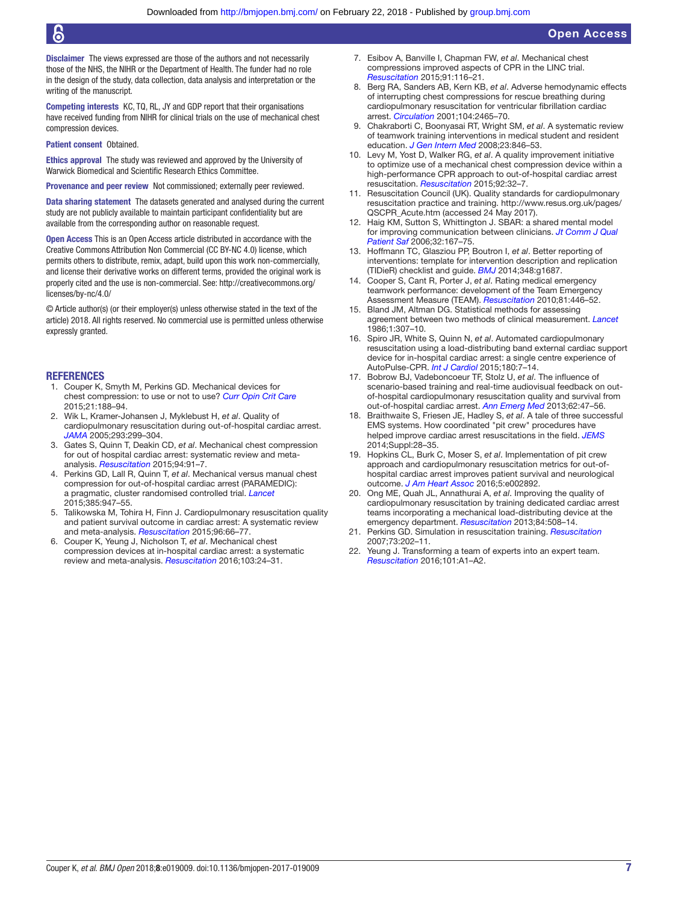**Disclaimer** The views expressed are those of the authors and not necessarily those of the NHS, the NIHR or the Department of Health. The funder had no role in the design of the study, data collection, data analysis and interpretation or the writing of the manuscript.

**Competing interests** KC, TQ, RL, JY and GDP report that their organisations have received funding from NIHR for clinical trials on the use of mechanical chest compression devices.

**Patient consent** Obtained.

**Ethics approval** The study was reviewed and approved by the University of Warwick Biomedical and Scientific Research Ethics Committee.

**Provenance and peer review** Not commissioned; externally peer reviewed.

**Data sharing statement** The datasets generated and analysed during the current study are not publicly available to maintain participant confidentiality but are available from the corresponding author on reasonable request.

**Open Access** This is an Open Access article distributed in accordance with the Creative Commons Attribution Non Commercial (CC BY-NC 4.0) license, which permits others to distribute, remix, adapt, build upon this work non-commercially, and license their derivative works on different terms, provided the original work is properly cited and the use is non-commercial. See: http://creativecommons.org/licenses/by-nc/4.0/

© Article author(s) (or their employer(s) unless otherwise stated in the text of the article) 2018. All rights reserved. No commercial use is permitted unless otherwise expressly granted.

## REFERENCES

1. Couper K, Smyth M, Perkins GD. Mechanical devices for chest compression: to use or not to use? *Curr Opin Crit Care* 2015;21:188–94.
2. Wik L, Kramer-Johansen J, Myklebust H, *et al*. Quality of cardiopulmonary resuscitation during out-of-hospital cardiac arrest. *JAMA* 2005;293:299–304.
3. Gates S, Quinn T, Deakin CD, *et al*. Mechanical chest compression for out of hospital cardiac arrest: systematic review and meta-analysis. *Resuscitation* 2015;94:91–7.
4. Perkins GD, Lall R, Quinn T, *et al*. Mechanical versus manual chest compression for out-of-hospital cardiac arrest (PARAMEDIC): a pragmatic, cluster randomised controlled trial. *Lancet* 2015;385:947–55.
5. Talikowska M, Tohira H, Finn J. Cardiopulmonary resuscitation quality and patient survival outcome in cardiac arrest: A systematic review and meta-analysis. *Resuscitation* 2015;96:66–77.
6. Couper K, Yeung J, Nicholson T, *et al*. Mechanical chest compression devices at in-hospital cardiac arrest: a systematic review and meta-analysis. *Resuscitation* 2016;103:24–31.
7. Esibov A, Banville I, Chapman FW, *et al*. Mechanical chest compressions improved aspects of CPR in the LINC trial. *Resuscitation* 2015;91:116–21.
8. Berg RA, Sanders AB, Kern KB, *et al*. Adverse hemodynamic effects of interrupting chest compressions for rescue breathing during cardiopulmonary resuscitation for ventricular fibrillation cardiac arrest. *Circulation* 2001;104:2465–70.
9. Chakraborti C, Boonyasai RT, Wright SM, *et al*. A systematic review of teamwork training interventions in medical student and resident education. *J Gen Intern Med* 2008;23:846–53.
10. Levy M, Yost D, Walker RG, *et al*. A quality improvement initiative to optimize use of a mechanical chest compression device within a high-performance CPR approach to out-of-hospital cardiac arrest resuscitation. *Resuscitation* 2015;92:32–7.
11. Resuscitation Council (UK). Quality standards for cardiopulmonary resuscitation practice and training. http://www.resus.org.uk/pages/QSCPR_Acute.htm (accessed 24 May 2017).
12. Haig KM, Sutton S, Whittington J. SBAR: a shared mental model for improving communication between clinicians. *Jt Comm J Qual Patient Saf* 2006;32:167–75.
13. Hoffmann TC, Glasziou PP, Boutron I, *et al*. Better reporting of interventions: template for intervention description and replication (TIDieR) checklist and guide. *BMJ* 2014;348:g1687.
14. Cooper S, Cant R, Porter J, *et al*. Rating medical emergency teamwork performance: development of the Team Emergency Assessment Measure (TEAM). *Resuscitation* 2010;81:446–52.
15. Bland JM, Altman DG. Statistical methods for assessing agreement between two methods of clinical measurement. *Lancet* 1986;1:307–10.
16. Spiro JR, White S, Quinn N, *et al*. Automated cardiopulmonary resuscitation using a load-distributing band external cardiac support device for in-hospital cardiac arrest: a single centre experience of AutoPulse-CPR. *Int J Cardiol* 2015;180:7–14.
17. Bobrow BJ, Vadeboncoeur TF, Stolz U, *et al*. The influence of scenario-based training and real-time audiovisual feedback on out-of-hospital cardiopulmonary resuscitation quality and survival from out-of-hospital cardiac arrest. *Ann Emerg Med* 2013;62:47–56.
18. Braithwaite S, Friesen JE, Hadley S, *et al*. A tale of three successful EMS systems. How coordinated "pit crew" procedures have helped improve cardiac arrest resuscitations in the field. *JEMS* 2014;Suppl:28–35.
19. Hopkins CL, Burk C, Moser S, *et al*. Implementation of pit crew approach and cardiopulmonary resuscitation metrics for out-of-hospital cardiac arrest improves patient survival and neurological outcome. *J Am Heart Assoc* 2016;5:e002892.
20. Ong ME, Quah JL, Annathurai A, *et al*. Improving the quality of cardiopulmonary resuscitation by training dedicated cardiac arrest teams incorporating a mechanical load-distributing device at the emergency department. *Resuscitation* 2013;84:508–14.
21. Perkins GD. Simulation in resuscitation training. *Resuscitation* 2007;73:202–11.
22. Yeung J. Transforming a team of experts into an expert team. *Resuscitation* 2016;101:A1–A2.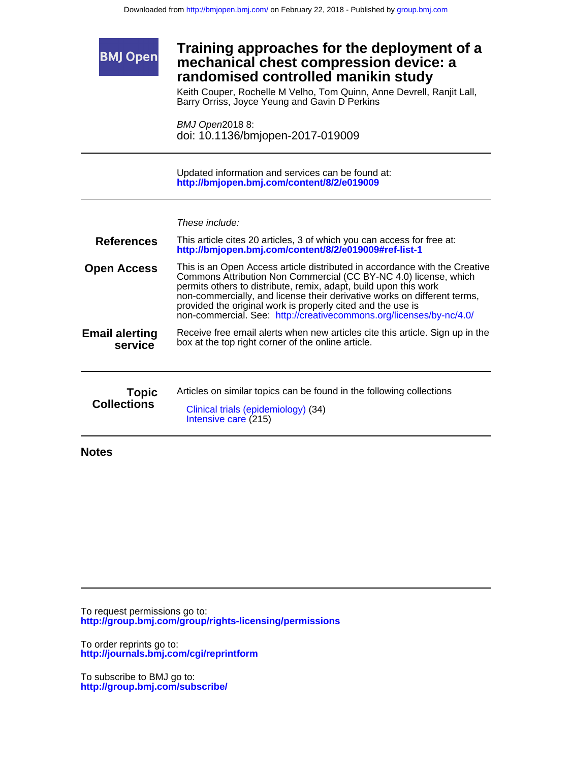# Training approaches for the deployment of a mechanical chest compression device: a randomised controlled manikin study

Keith Couper, Rochelle M Velho, Tom Quinn, Anne Devrell, Ranjit Lall, Barry Orriss, Joyce Yeung and Gavin D Perkins

*BMJ Open*2018 8:
doi: 10.1136/bmjopen-2017-019009

Updated information and services can be found at:
**http://bmjopen.bmj.com/content/8/2/e019009**

*These include:*

**References**
This article cites 20 articles, 3 of which you can access for free at:
**http://bmjopen.bmj.com/content/8/2/e019009#ref-list-1**

**Open Access**
This is an Open Access article distributed in accordance with the Creative Commons Attribution Non Commercial (CC BY-NC 4.0) license, which permits others to distribute, remix, adapt, build upon this work non-commercially, and license their derivative works on different terms, provided the original work is properly cited and the use is non-commercial. See: http://creativecommons.org/licenses/by-nc/4.0/

**Email alerting service**
Receive free email alerts when new articles cite this article. Sign up in the box at the top right corner of the online article.

**Topic Collections**
Articles on similar topics can be found in the following collections

Clinical trials (epidemiology) (34)
Intensive care (215)

## Notes

To request permissions go to:
**http://group.bmj.com/group/rights-licensing/permissions**

To order reprints go to:
**http://journals.bmj.com/cgi/reprintform**

To subscribe to BMJ go to:
**http://group.bmj.com/subscribe/**